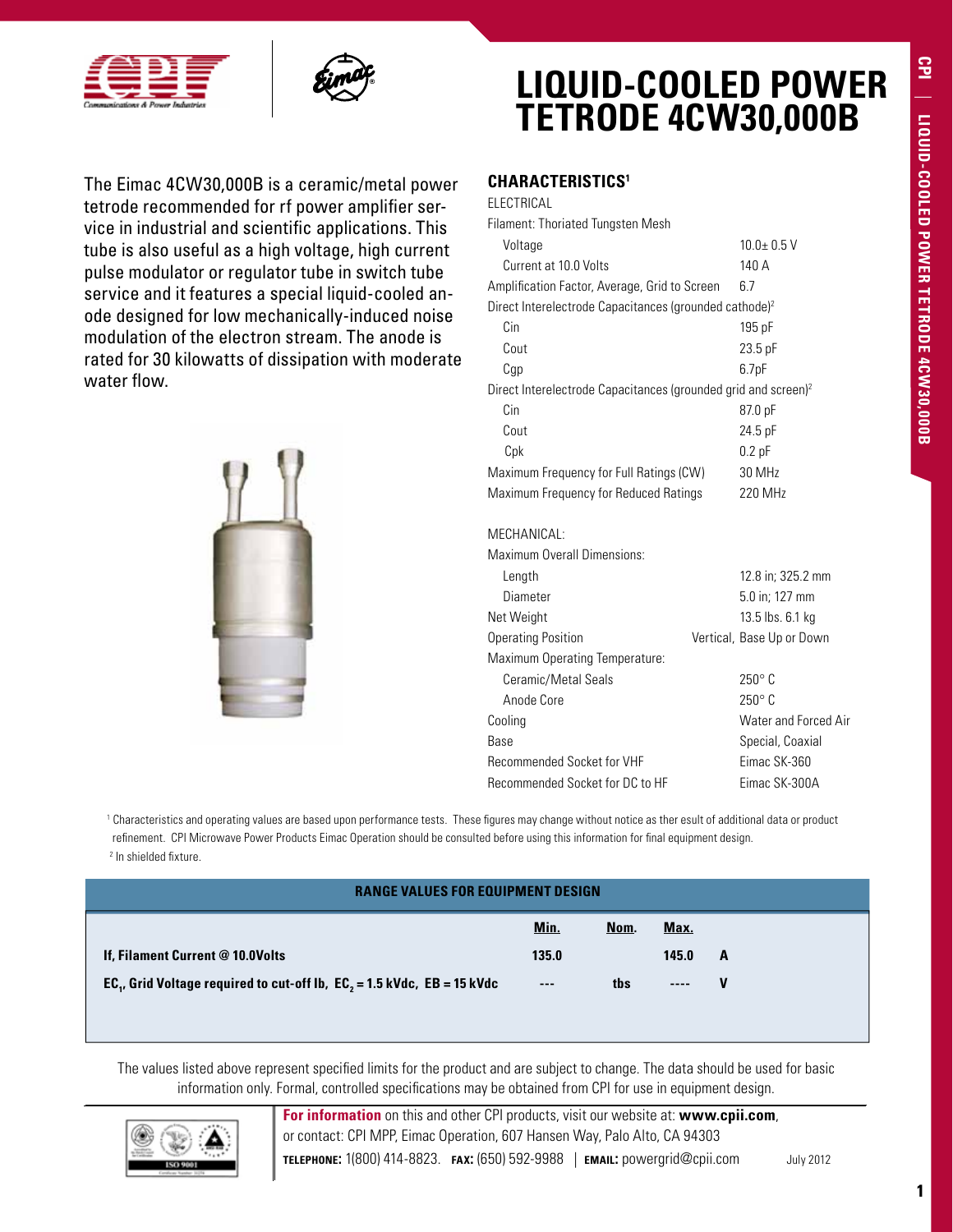# LIQUID-COOLED POWER TETRODE 4CW30,000B

The Eimac 4CW30,000B is a ceramic/metal power tetrode recommended for rf power amplifier service in industrial and scientific applications. This tube is also useful as a high voltage, high current pulse modulator or regulator tube in switch tube service and it features a special liquid-cooled anode designed for low mechanically-induced noise modulation of the electron stream. The anode is rated for 30 kilowatts of dissipation with moderate water flow.

## CHARACTERISTICS[1]

ELECTRICAL

| | |
|---|---|
| Filament: Thoriated Tungsten Mesh | |
| Voltage | 10.0± 0.5 V |
| Current at 10.0 Volts | 140 A |
| Amplification Factor, Average, Grid to Screen | 6.7 |
| Direct Interelectrode Capacitances (grounded cathode)[2] | |
| Cin | 195 pF |
| Cout | 23.5 pF |
| Cgp | 6.7pF |
| Direct Interelectrode Capacitances (grounded grid and screen)[2] | |
| Cin | 87.0 pF |
| Cout | 24.5 pF |
| Cpk | 0.2 pF |
| Maximum Frequency for Full Ratings (CW) | 30 MHz |
| Maximum Frequency for Reduced Ratings | 220 MHz |

MECHANICAL:

| | |
|---|---|
| Maximum Overall Dimensions: | |
| Length | 12.8 in; 325.2 mm |
| Diameter | 5.0 in; 127 mm |
| Net Weight | 13.5 lbs. 6.1 kg |
| Operating Position | Vertical, Base Up or Down |
| Maximum Operating Temperature: | |
| Ceramic/Metal Seals | 250° C |
| Anode Core | 250° C |
| Cooling | Water and Forced Air |
| Base | Special, Coaxial |
| Recommended Socket for VHF | Eimac SK-360 |
| Recommended Socket for DC to HF | Eimac SK-300A |

[1] Characteristics and operating values are based upon performance tests. These figures may change without notice as ther esult of additional data or product refinement. CPI Microwave Power Products Eimac Operation should be consulted before using this information for final equipment design.
[2] In shielded fixture.

## RANGE VALUES FOR EQUIPMENT DESIGN

| | Min. | Nom. | Max. | |
|---|---|---|---|---|
| **If, Filament Current @ 10.0Volts** | **135.0** | | **145.0** | **A** |
| **$EC_1$, Grid Voltage required to cut-off Ib, $EC_2$ = 1.5 kVdc, EB = 15 kVdc** | **---** | **tbs** | **----** | **V** |

The values listed above represent specified limits for the product and are subject to change. The data should be used for basic information only. Formal, controlled specifications may be obtained from CPI for use in equipment design.

**For information** on this and other CPI products, visit our website at: **www.cpii.com**, or contact: CPI MPP, Eimac Operation, 607 Hansen Way, Palo Alto, CA 94303
**TELEPHONE:** 1(800) 414-8823. **FAX:** (650) 592-9988 | **EMAIL:** powergrid@cpii.com

July 2012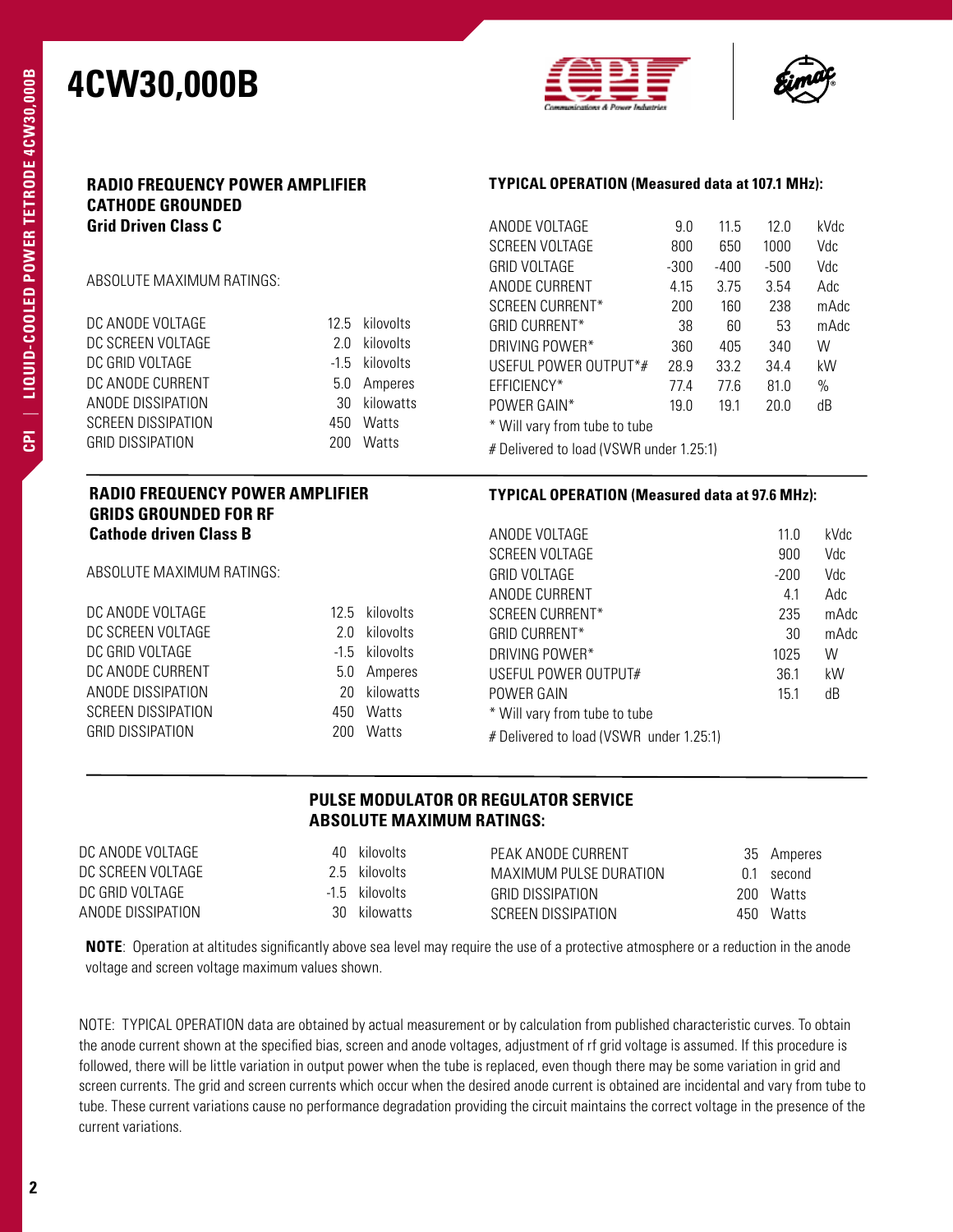# 4CW30,000B

## RADIO FREQUENCY POWER AMPLIFIER CATHODE GROUNDED
### Grid Driven Class C

ABSOLUTE MAXIMUM RATINGS:

| | | |
|---|---|---|
| DC ANODE VOLTAGE | 12.5 | kilovolts |
| DC SCREEN VOLTAGE | 2.0 | kilovolts |
| DC GRID VOLTAGE | -1.5 | kilovolts |
| DC ANODE CURRENT | 5.0 | Amperes |
| ANODE DISSIPATION | 30 | kilowatts |
| SCREEN DISSIPATION | 450 | Watts |
| GRID DISSIPATION | 200 | Watts |

**TYPICAL OPERATION (Measured data at 107.1 MHz):**

| | | | | |
|---|---|---|---|---|
| ANODE VOLTAGE | 9.0 | 11.5 | 12.0 | kVdc |
| SCREEN VOLTAGE | 800 | 650 | 1000 | Vdc |
| GRID VOLTAGE | -300 | -400 | -500 | Vdc |
| ANODE CURRENT | 4.15 | 3.75 | 3.54 | Adc |
| SCREEN CURRENT* | 200 | 160 | 238 | mAdc |
| GRID CURRENT* | 38 | 60 | 53 | mAdc |
| DRIVING POWER* | 360 | 405 | 340 | W |
| USEFUL POWER OUTPUT*# | 28.9 | 33.2 | 34.4 | kW |
| EFFICIENCY* | 77.4 | 77.6 | 81.0 | % |
| POWER GAIN* | 19.0 | 19.1 | 20.0 | dB |

\* Will vary from tube to tube

\# Delivered to load (VSWR under 1.25:1)

## RADIO FREQUENCY POWER AMPLIFIER GRIDS GROUNDED FOR RF
### Cathode driven Class B

ABSOLUTE MAXIMUM RATINGS:

| | | |
|---|---|---|
| DC ANODE VOLTAGE | 12.5 | kilovolts |
| DC SCREEN VOLTAGE | 2.0 | kilovolts |
| DC GRID VOLTAGE | -1.5 | kilovolts |
| DC ANODE CURRENT | 5.0 | Amperes |
| ANODE DISSIPATION | 20 | kilowatts |
| SCREEN DISSIPATION | 450 | Watts |
| GRID DISSIPATION | 200 | Watts |

**TYPICAL OPERATION (Measured data at 97.6 MHz):**

| | | |
|---|---|---|
| ANODE VOLTAGE | 11.0 | kVdc |
| SCREEN VOLTAGE | 900 | Vdc |
| GRID VOLTAGE | -200 | Vdc |
| ANODE CURRENT | 4.1 | Adc |
| SCREEN CURRENT* | 235 | mAdc |
| GRID CURRENT* | 30 | mAdc |
| DRIVING POWER* | 1025 | W |
| USEFUL POWER OUTPUT# | 36.1 | kW |
| POWER GAIN | 15.1 | dB |

\* Will vary from tube to tube

\# Delivered to load (VSWR under 1.25:1)

## PULSE MODULATOR OR REGULATOR SERVICE ABSOLUTE MAXIMUM RATINGS:

| | | |
|---|---|---|
| DC ANODE VOLTAGE | 40 | kilovolts |
| DC SCREEN VOLTAGE | 2.5 | kilovolts |
| DC GRID VOLTAGE | -1.5 | kilovolts |
| ANODE DISSIPATION | 30 | kilowatts |
| PEAK ANODE CURRENT | 35 | Amperes |
| MAXIMUM PULSE DURATION | 0.1 | second |
| GRID DISSIPATION | 200 | Watts |
| SCREEN DISSIPATION | 450 | Watts |

**NOTE**: Operation at altitudes significantly above sea level may require the use of a protective atmosphere or a reduction in the anode voltage and screen voltage maximum values shown.

NOTE: TYPICAL OPERATION data are obtained by actual measurement or by calculation from published characteristic curves. To obtain the anode current shown at the specified bias, screen and anode voltages, adjustment of rf grid voltage is assumed. If this procedure is followed, there will be little variation in output power when the tube is replaced, even though there may be some variation in grid and screen currents. The grid and screen currents which occur when the desired anode current is obtained are incidental and vary from tube to tube. These current variations cause no performance degradation providing the circuit maintains the correct voltage in the presence of the current variations.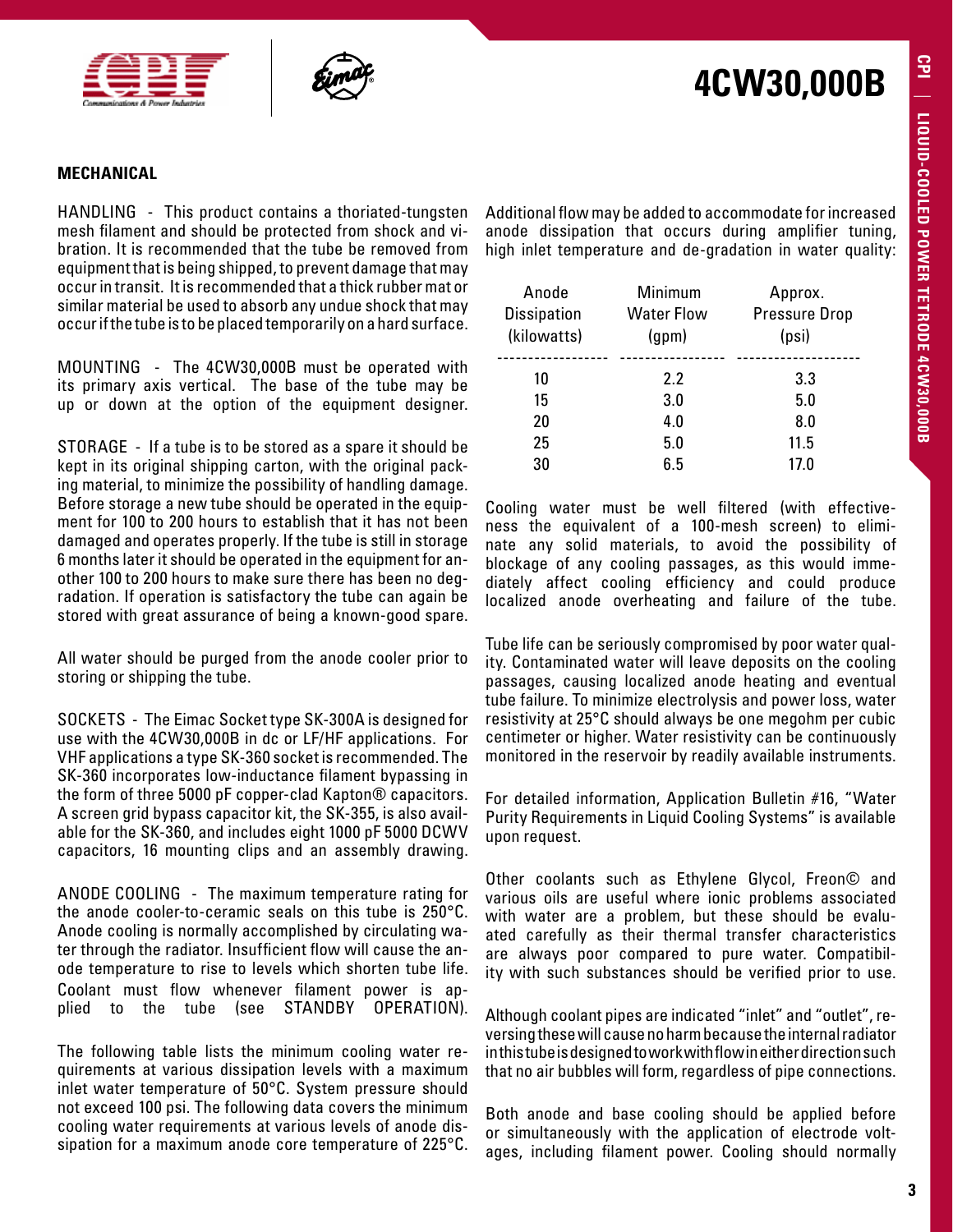## MECHANICAL

HANDLING - This product contains a thoriated-tungsten mesh filament and should be protected from shock and vibration. It is recommended that the tube be removed from equipment that is being shipped, to prevent damage that may occur in transit. It is recommended that a thick rubber mat or similar material be used to absorb any undue shock that may occur if the tube is to be placed temporarily on a hard surface.

MOUNTING - The 4CW30,000B must be operated with its primary axis vertical. The base of the tube may be up or down at the option of the equipment designer.

STORAGE - If a tube is to be stored as a spare it should be kept in its original shipping carton, with the original packing material, to minimize the possibility of handling damage. Before storage a new tube should be operated in the equipment for 100 to 200 hours to establish that it has not been damaged and operates properly. If the tube is still in storage 6 months later it should be operated in the equipment for another 100 to 200 hours to make sure there has been no degradation. If operation is satisfactory the tube can again be stored with great assurance of being a known-good spare.

All water should be purged from the anode cooler prior to storing or shipping the tube.

SOCKETS - The Eimac Socket type SK-300A is designed for use with the 4CW30,000B in dc or LF/HF applications. For VHF applications a type SK-360 socket is recommended. The SK-360 incorporates low-inductance filament bypassing in the form of three 5000 pF copper-clad Kapton® capacitors. A screen grid bypass capacitor kit, the SK-355, is also available for the SK-360, and includes eight 1000 pF 5000 DCWV capacitors, 16 mounting clips and an assembly drawing.

ANODE COOLING - The maximum temperature rating for the anode cooler-to-ceramic seals on this tube is 250°C. Anode cooling is normally accomplished by circulating water through the radiator. Insufficient flow will cause the anode temperature to rise to levels which shorten tube life. Coolant must flow whenever filament power is applied to the tube (see STANDBY OPERATION).

The following table lists the minimum cooling water requirements at various dissipation levels with a maximum inlet water temperature of 50°C. System pressure should not exceed 100 psi. The following data covers the minimum cooling water requirements at various levels of anode dissipation for a maximum anode core temperature of 225°C. Additional flow may be added to accommodate for increased anode dissipation that occurs during amplifier tuning, high inlet temperature and de-gradation in water quality:

| Anode Dissipation (kilowatts) | Minimum Water Flow (gpm) | Approx. Pressure Drop (psi) |
|---|---|---|
| 10 | 2.2 | 3.3 |
| 15 | 3.0 | 5.0 |
| 20 | 4.0 | 8.0 |
| 25 | 5.0 | 11.5 |
| 30 | 6.5 | 17.0 |

Cooling water must be well filtered (with effectiveness the equivalent of a 100-mesh screen) to eliminate any solid materials, to avoid the possibility of blockage of any cooling passages, as this would immediately affect cooling efficiency and could produce localized anode overheating and failure of the tube.

Tube life can be seriously compromised by poor water quality. Contaminated water will leave deposits on the cooling passages, causing localized anode heating and eventual tube failure. To minimize electrolysis and power loss, water resistivity at 25°C should always be one megohm per cubic centimeter or higher. Water resistivity can be continuously monitored in the reservoir by readily available instruments.

For detailed information, Application Bulletin #16, "Water Purity Requirements in Liquid Cooling Systems" is available upon request.

Other coolants such as Ethylene Glycol, Freon© and various oils are useful where ionic problems associated with water are a problem, but these should be evaluated carefully as their thermal transfer characteristics are always poor compared to pure water. Compatibility with such substances should be verified prior to use.

Although coolant pipes are indicated "inlet" and "outlet", reversing these will cause no harm because the internal radiator in this tube is designed to work with flow in either direction such that no air bubbles will form, regardless of pipe connections.

Both anode and base cooling should be applied before or simultaneously with the application of electrode voltages, including filament power. Cooling should normally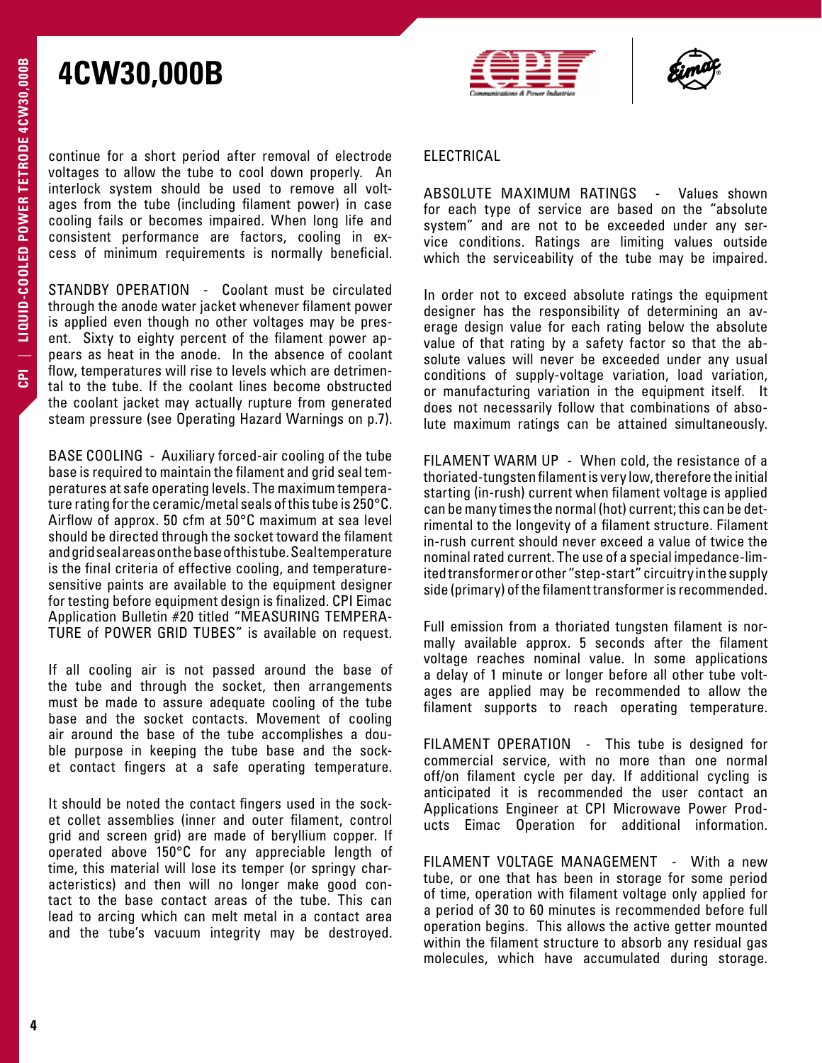continue for a short period after removal of electrode voltages to allow the tube to cool down properly. An interlock system should be used to remove all voltages from the tube (including filament power) in case cooling fails or becomes impaired. When long life and consistent performance are factors, cooling in excess of minimum requirements is normally beneficial.

STANDBY OPERATION - Coolant must be circulated through the anode water jacket whenever filament power is applied even though no other voltages may be present. Sixty to eighty percent of the filament power appears as heat in the anode. In the absence of coolant flow, temperatures will rise to levels which are detrimental to the tube. If the coolant lines become obstructed the coolant jacket may actually rupture from generated steam pressure (see Operating Hazard Warnings on p.7).

BASE COOLING - Auxiliary forced-air cooling of the tube base is required to maintain the filament and grid seal temperatures at safe operating levels. The maximum temperature rating for the ceramic/metal seals of this tube is 250°C. Airflow of approx. 50 cfm at 50°C maximum at sea level should be directed through the socket toward the filament and grid seal areas on the base of this tube. Seal temperature is the final criteria of effective cooling, and temperature-sensitive paints are available to the equipment designer for testing before equipment design is finalized. CPI Eimac Application Bulletin #20 titled "MEASURING TEMPERATURE of POWER GRID TUBES" is available on request.

If all cooling air is not passed around the base of the tube and through the socket, then arrangements must be made to assure adequate cooling of the tube base and the socket contacts. Movement of cooling air around the base of the tube accomplishes a double purpose in keeping the tube base and the socket contact fingers at a safe operating temperature.

It should be noted the contact fingers used in the socket collet assemblies (inner and outer filament, control grid and screen grid) are made of beryllium copper. If operated above 150°C for any appreciable length of time, this material will lose its temper (or springy characteristics) and then will no longer make good contact to the base contact areas of the tube. This can lead to arcing which can melt metal in a contact area and the tube's vacuum integrity may be destroyed.

## ELECTRICAL

ABSOLUTE MAXIMUM RATINGS - Values shown for each type of service are based on the "absolute system" and are not to be exceeded under any service conditions. Ratings are limiting values outside which the serviceability of the tube may be impaired.

In order not to exceed absolute ratings the equipment designer has the responsibility of determining an average design value for each rating below the absolute value of that rating by a safety factor so that the absolute values will never be exceeded under any usual conditions of supply-voltage variation, load variation, or manufacturing variation in the equipment itself. It does not necessarily follow that combinations of absolute maximum ratings can be attained simultaneously.

FILAMENT WARM UP - When cold, the resistance of a thoriated-tungsten filament is very low, therefore the initial starting (in-rush) current when filament voltage is applied can be many times the normal (hot) current; this can be detrimental to the longevity of a filament structure. Filament in-rush current should never exceed a value of twice the nominal rated current. The use of a special impedance-limited transformer or other "step-start" circuitry in the supply side (primary) of the filament transformer is recommended.

Full emission from a thoriated tungsten filament is normally available approx. 5 seconds after the filament voltage reaches nominal value. In some applications a delay of 1 minute or longer before all other tube voltages are applied may be recommended to allow the filament supports to reach operating temperature.

FILAMENT OPERATION - This tube is designed for commercial service, with no more than one normal off/on filament cycle per day. If additional cycling is anticipated it is recommended the user contact an Applications Engineer at CPI Microwave Power Products Eimac Operation for additional information.

FILAMENT VOLTAGE MANAGEMENT - With a new tube, or one that has been in storage for some period of time, operation with filament voltage only applied for a period of 30 to 60 minutes is recommended before full operation begins. This allows the active getter mounted within the filament structure to absorb any residual gas molecules, which have accumulated during storage.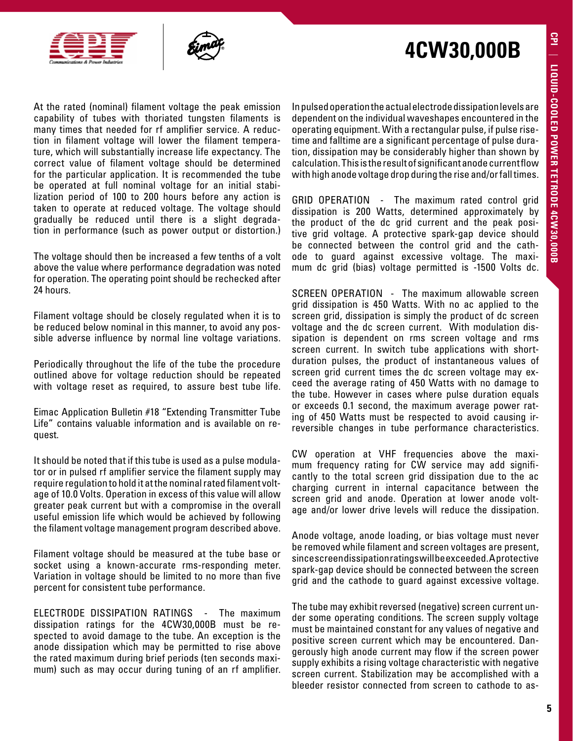At the rated (nominal) filament voltage the peak emission capability of tubes with thoriated tungsten filaments is many times that needed for rf amplifier service. A reduction in filament voltage will lower the filament temperature, which will substantially increase life expectancy. The correct value of filament voltage should be determined for the particular application. It is recommended the tube be operated at full nominal voltage for an initial stabilization period of 100 to 200 hours before any action is taken to operate at reduced voltage. The voltage should gradually be reduced until there is a slight degradation in performance (such as power output or distortion.)

The voltage should then be increased a few tenths of a volt above the value where performance degradation was noted for operation. The operating point should be rechecked after 24 hours.

Filament voltage should be closely regulated when it is to be reduced below nominal in this manner, to avoid any possible adverse influence by normal line voltage variations.

Periodically throughout the life of the tube the procedure outlined above for voltage reduction should be repeated with voltage reset as required, to assure best tube life.

Eimac Application Bulletin #18 "Extending Transmitter Tube Life" contains valuable information and is available on request.

It should be noted that if this tube is used as a pulse modulator or in pulsed rf amplifier service the filament supply may require regulation to hold it at the nominal rated filament voltage of 10.0 Volts. Operation in excess of this value will allow greater peak current but with a compromise in the overall useful emission life which would be achieved by following the filament voltage management program described above.

Filament voltage should be measured at the tube base or socket using a known-accurate rms-responding meter. Variation in voltage should be limited to no more than five percent for consistent tube performance.

ELECTRODE DISSIPATION RATINGS - The maximum dissipation ratings for the 4CW30,000B must be respected to avoid damage to the tube. An exception is the anode dissipation which may be permitted to rise above the rated maximum during brief periods (ten seconds maximum) such as may occur during tuning of an rf amplifier.

In pulsed operation the actual electrode dissipation levels are dependent on the individual waveshapes encountered in the operating equipment. With a rectangular pulse, if pulse risetime and falltime are a significant percentage of pulse duration, dissipation may be considerably higher than shown by calculation. This is the result of significant anode current flow with high anode voltage drop during the rise and/or fall times.

GRID OPERATION - The maximum rated control grid dissipation is 200 Watts, determined approximately by the product of the dc grid current and the peak positive grid voltage. A protective spark-gap device should be connected between the control grid and the cathode to guard against excessive voltage. The maximum dc grid (bias) voltage permitted is -1500 Volts dc.

SCREEN OPERATION - The maximum allowable screen grid dissipation is 450 Watts. With no ac applied to the screen grid, dissipation is simply the product of dc screen voltage and the dc screen current. With modulation dissipation is dependent on rms screen voltage and rms screen current. In switch tube applications with short-duration pulses, the product of instantaneous values of screen grid current times the dc screen voltage may exceed the average rating of 450 Watts with no damage to the tube. However in cases where pulse duration equals or exceeds 0.1 second, the maximum average power rating of 450 Watts must be respected to avoid causing irreversible changes in tube performance characteristics.

CW operation at VHF frequencies above the maximum frequency rating for CW service may add significantly to the total screen grid dissipation due to the ac charging current in internal capacitance between the screen grid and anode. Operation at lower anode voltage and/or lower drive levels will reduce the dissipation.

Anode voltage, anode loading, or bias voltage must never be removed while filament and screen voltages are present, since screen dissipation ratings will be exceeded. A protective spark-gap device should be connected between the screen grid and the cathode to guard against excessive voltage.

The tube may exhibit reversed (negative) screen current under some operating conditions. The screen supply voltage must be maintained constant for any values of negative and positive screen current which may be encountered. Dangerously high anode current may flow if the screen power supply exhibits a rising voltage characteristic with negative screen current. Stabilization may be accomplished with a bleeder resistor connected from screen to cathode to as-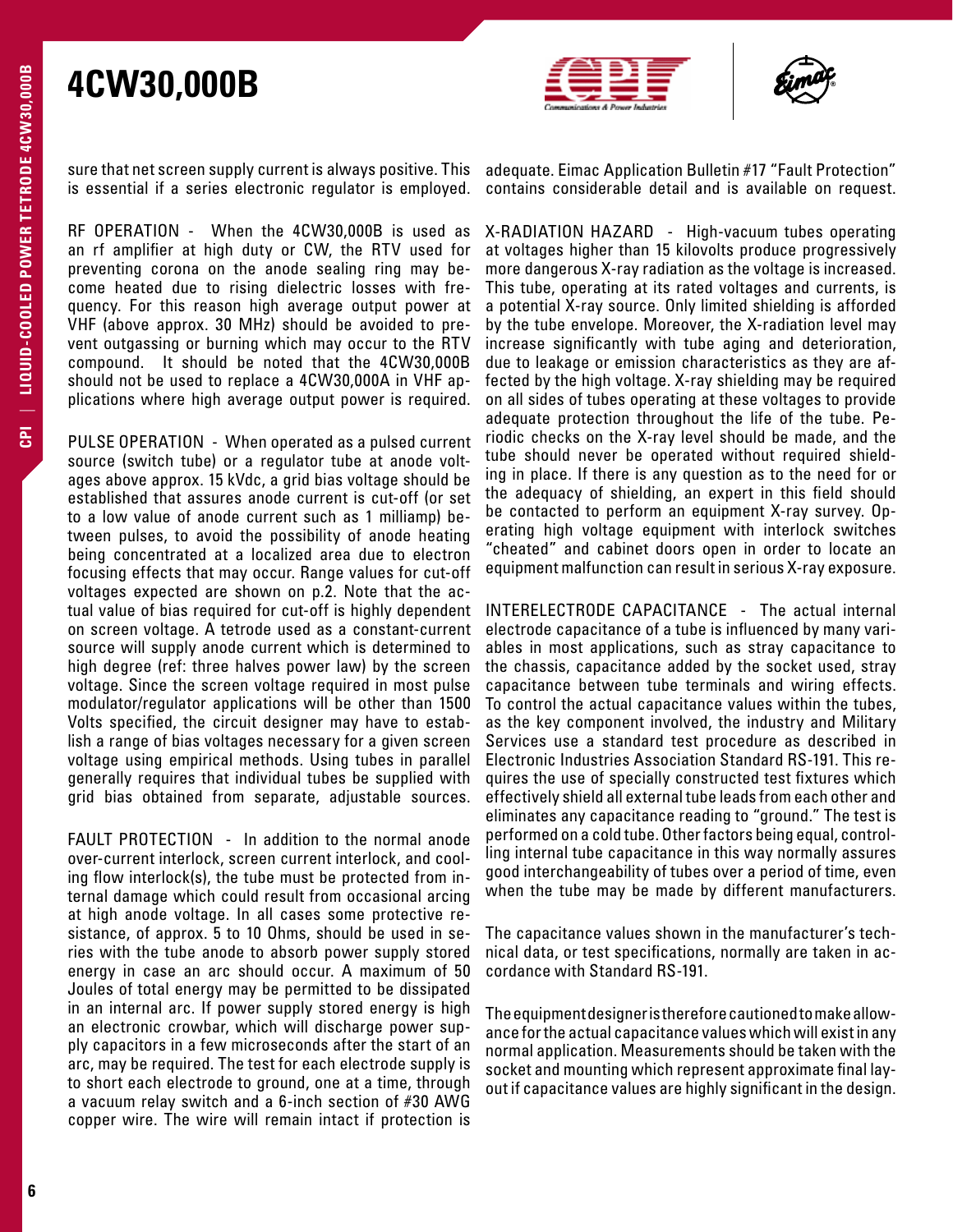sure that net screen supply current is always positive. This is essential if a series electronic regulator is employed.

RF OPERATION - When the 4CW30,000B is used as an rf amplifier at high duty or CW, the RTV used for preventing corona on the anode sealing ring may become heated due to rising dielectric losses with frequency. For this reason high average output power at VHF (above approx. 30 MHz) should be avoided to prevent outgassing or burning which may occur to the RTV compound. It should be noted that the 4CW30,000B should not be used to replace a 4CW30,000A in VHF applications where high average output power is required.

PULSE OPERATION - When operated as a pulsed current source (switch tube) or a regulator tube at anode voltages above approx. 15 kVdc, a grid bias voltage should be established that assures anode current is cut-off (or set to a low value of anode current such as 1 milliamp) between pulses, to avoid the possibility of anode heating being concentrated at a localized area due to electron focusing effects that may occur. Range values for cut-off voltages expected are shown on p.2. Note that the actual value of bias required for cut-off is highly dependent on screen voltage. A tetrode used as a constant-current source will supply anode current which is determined to high degree (ref: three halves power law) by the screen voltage. Since the screen voltage required in most pulse modulator/regulator applications will be other than 1500 Volts specified, the circuit designer may have to establish a range of bias voltages necessary for a given screen voltage using empirical methods. Using tubes in parallel generally requires that individual tubes be supplied with grid bias obtained from separate, adjustable sources.

FAULT PROTECTION - In addition to the normal anode over-current interlock, screen current interlock, and cooling flow interlock(s), the tube must be protected from internal damage which could result from occasional arcing at high anode voltage. In all cases some protective resistance, of approx. 5 to 10 Ohms, should be used in series with the tube anode to absorb power supply stored energy in case an arc should occur. A maximum of 50 Joules of total energy may be permitted to be dissipated in an internal arc. If power supply stored energy is high an electronic crowbar, which will discharge power supply capacitors in a few microseconds after the start of an arc, may be required. The test for each electrode supply is to short each electrode to ground, one at a time, through a vacuum relay switch and a 6-inch section of #30 AWG copper wire. The wire will remain intact if protection is adequate. Eimac Application Bulletin #17 "Fault Protection" contains considerable detail and is available on request.

X-RADIATION HAZARD - High-vacuum tubes operating at voltages higher than 15 kilovolts produce progressively more dangerous X-ray radiation as the voltage is increased. This tube, operating at its rated voltages and currents, is a potential X-ray source. Only limited shielding is afforded by the tube envelope. Moreover, the X-radiation level may increase significantly with tube aging and deterioration, due to leakage or emission characteristics as they are affected by the high voltage. X-ray shielding may be required on all sides of tubes operating at these voltages to provide adequate protection throughout the life of the tube. Periodic checks on the X-ray level should be made, and the tube should never be operated without required shielding in place. If there is any question as to the need for or the adequacy of shielding, an expert in this field should be contacted to perform an equipment X-ray survey. Operating high voltage equipment with interlock switches "cheated" and cabinet doors open in order to locate an equipment malfunction can result in serious X-ray exposure.

INTERELECTRODE CAPACITANCE - The actual internal electrode capacitance of a tube is influenced by many variables in most applications, such as stray capacitance to the chassis, capacitance added by the socket used, stray capacitance between tube terminals and wiring effects. To control the actual capacitance values within the tubes, as the key component involved, the industry and Military Services use a standard test procedure as described in Electronic Industries Association Standard RS-191. This requires the use of specially constructed test fixtures which effectively shield all external tube leads from each other and eliminates any capacitance reading to "ground." The test is performed on a cold tube. Other factors being equal, controlling internal tube capacitance in this way normally assures good interchangeability of tubes over a period of time, even when the tube may be made by different manufacturers.

The capacitance values shown in the manufacturer's technical data, or test specifications, normally are taken in accordance with Standard RS-191.

The equipment designer is therefore cautioned to make allowance for the actual capacitance values which will exist in any normal application. Measurements should be taken with the socket and mounting which represent approximate final layout if capacitance values are highly significant in the design.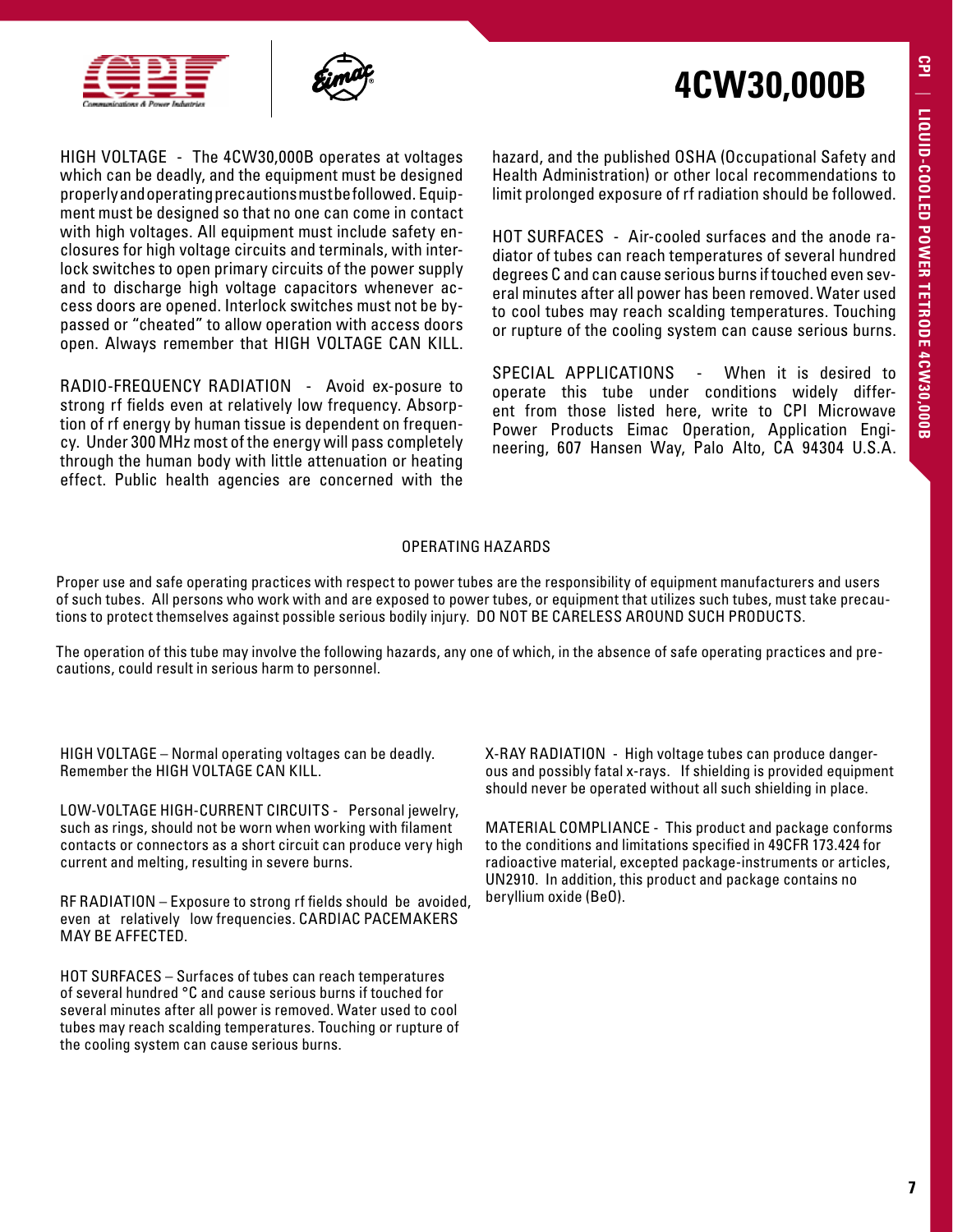# 4CW30,000B

HIGH VOLTAGE - The 4CW30,000B operates at voltages which can be deadly, and the equipment must be designed properly and operating precautions must be followed. Equipment must be designed so that no one can come in contact with high voltages. All equipment must include safety enclosures for high voltage circuits and terminals, with interlock switches to open primary circuits of the power supply and to discharge high voltage capacitors whenever access doors are opened. Interlock switches must not be bypassed or "cheated" to allow operation with access doors open. Always remember that HIGH VOLTAGE CAN KILL.

RADIO-FREQUENCY RADIATION - Avoid ex-posure to strong rf fields even at relatively low frequency. Absorption of rf energy by human tissue is dependent on frequency. Under 300 MHz most of the energy will pass completely through the human body with little attenuation or heating effect. Public health agencies are concerned with the hazard, and the published OSHA (Occupational Safety and Health Administration) or other local recommendations to limit prolonged exposure of rf radiation should be followed.

HOT SURFACES - Air-cooled surfaces and the anode radiator of tubes can reach temperatures of several hundred degrees C and can cause serious burns if touched even several minutes after all power has been removed. Water used to cool tubes may reach scalding temperatures. Touching or rupture of the cooling system can cause serious burns.

SPECIAL APPLICATIONS - When it is desired to operate this tube under conditions widely different from those listed here, write to CPI Microwave Power Products Eimac Operation, Application Engineering, 607 Hansen Way, Palo Alto, CA 94304 U.S.A.

## OPERATING HAZARDS

Proper use and safe operating practices with respect to power tubes are the responsibility of equipment manufacturers and users of such tubes. All persons who work with and are exposed to power tubes, or equipment that utilizes such tubes, must take precautions to protect themselves against possible serious bodily injury. DO NOT BE CARELESS AROUND SUCH PRODUCTS.

The operation of this tube may involve the following hazards, any one of which, in the absence of safe operating practices and precautions, could result in serious harm to personnel.

HIGH VOLTAGE – Normal operating voltages can be deadly. Remember the HIGH VOLTAGE CAN KILL.

LOW-VOLTAGE HIGH-CURRENT CIRCUITS - Personal jewelry, such as rings, should not be worn when working with filament contacts or connectors as a short circuit can produce very high current and melting, resulting in severe burns.

RF RADIATION – Exposure to strong rf fields should be avoided, even at relatively low frequencies. CARDIAC PACEMAKERS MAY BE AFFECTED.

HOT SURFACES – Surfaces of tubes can reach temperatures of several hundred °C and cause serious burns if touched for several minutes after all power is removed. Water used to cool tubes may reach scalding temperatures. Touching or rupture of the cooling system can cause serious burns.

X-RAY RADIATION - High voltage tubes can produce dangerous and possibly fatal x-rays. If shielding is provided equipment should never be operated without all such shielding in place.

MATERIAL COMPLIANCE - This product and package conforms to the conditions and limitations specified in 49CFR 173.424 for radioactive material, excepted package-instruments or articles, UN2910. In addition, this product and package contains no beryllium oxide (BeO).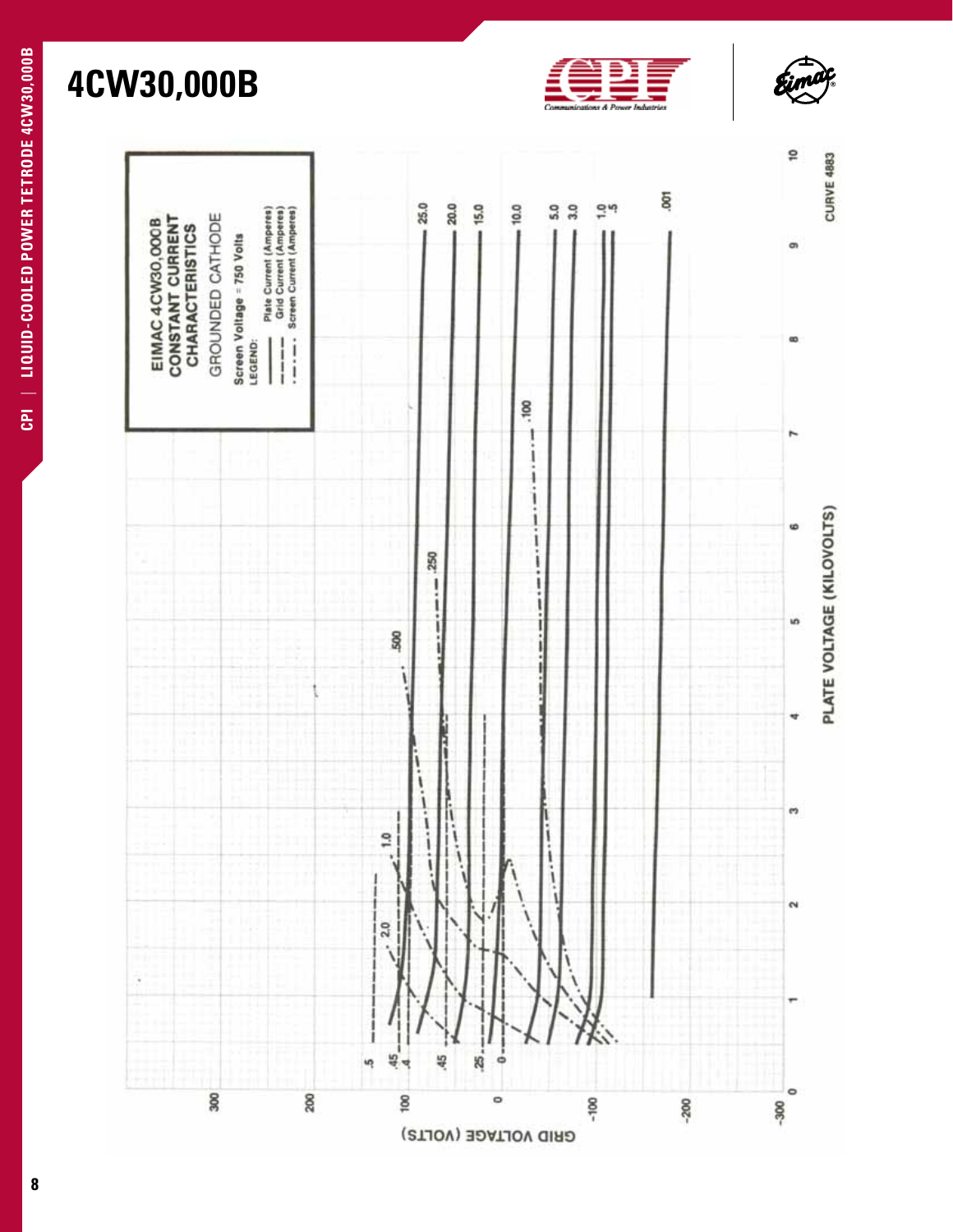# 4CW30,000B

EIMAC 4CW30,000B
CONSTANT CURRENT
CHARACTERISTICS

GROUNDED CATHODE

Screen Voltage = 750 Volts

LEGEND:
- ——— Plate Current (Amperes)
- - - - Grid Current (Amperes)
- -·-·- Screen Current (Amperes)

GRID VOLTAGE (VOLTS)

PLATE VOLTAGE (KILOVOLTS)

CURVE 4883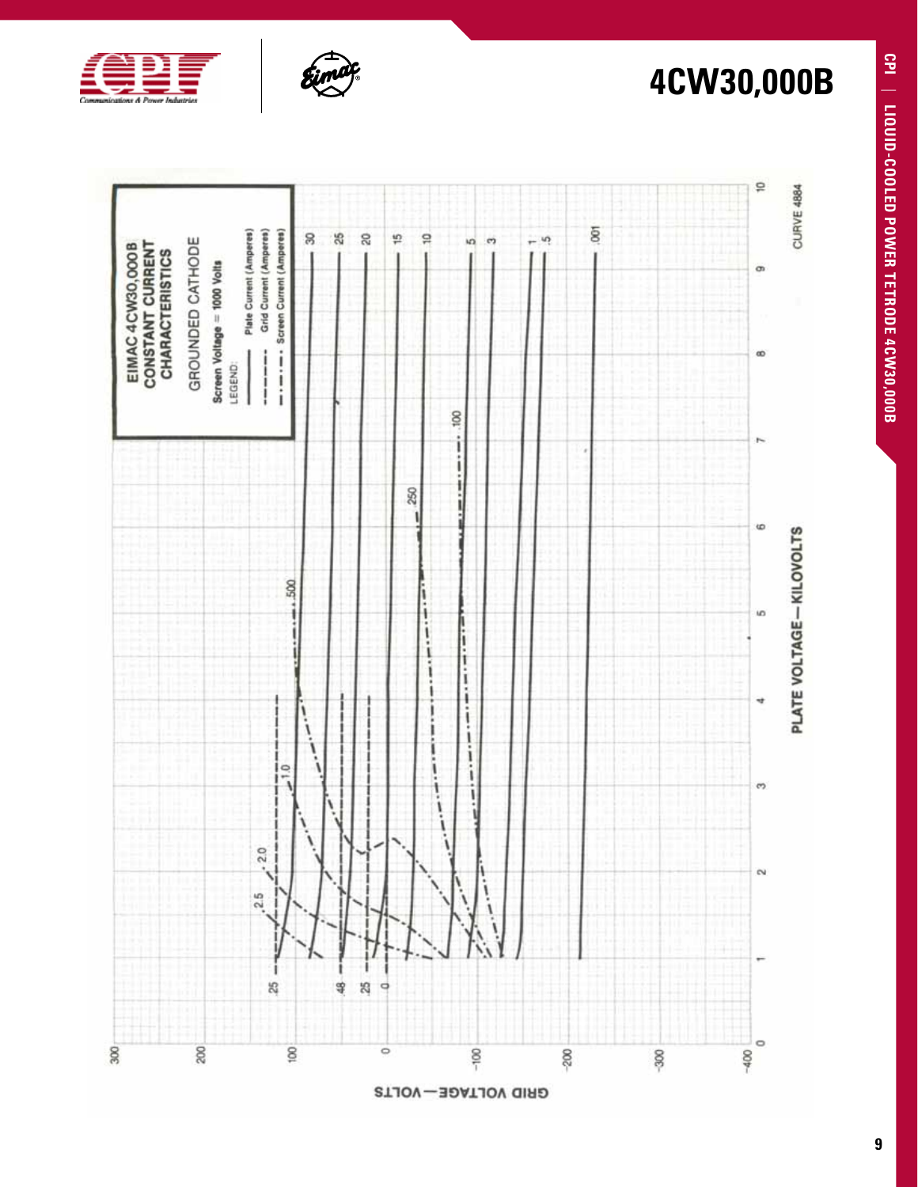# 4CW30,000B

EIMAC 4CW30,000B
CONSTANT CURRENT
CHARACTERISTICS

GROUNDED CATHODE

Screen Voltage = 1000 Volts

LEGEND:

- ——— Plate Current (Amperes)
- - - - - Grid Current (Amperes)
- —·—·— Screen Current (Amperes)

GRID VOLTAGE — VOLTS

PLATE VOLTAGE — KILOVOLTS

CURVE 4884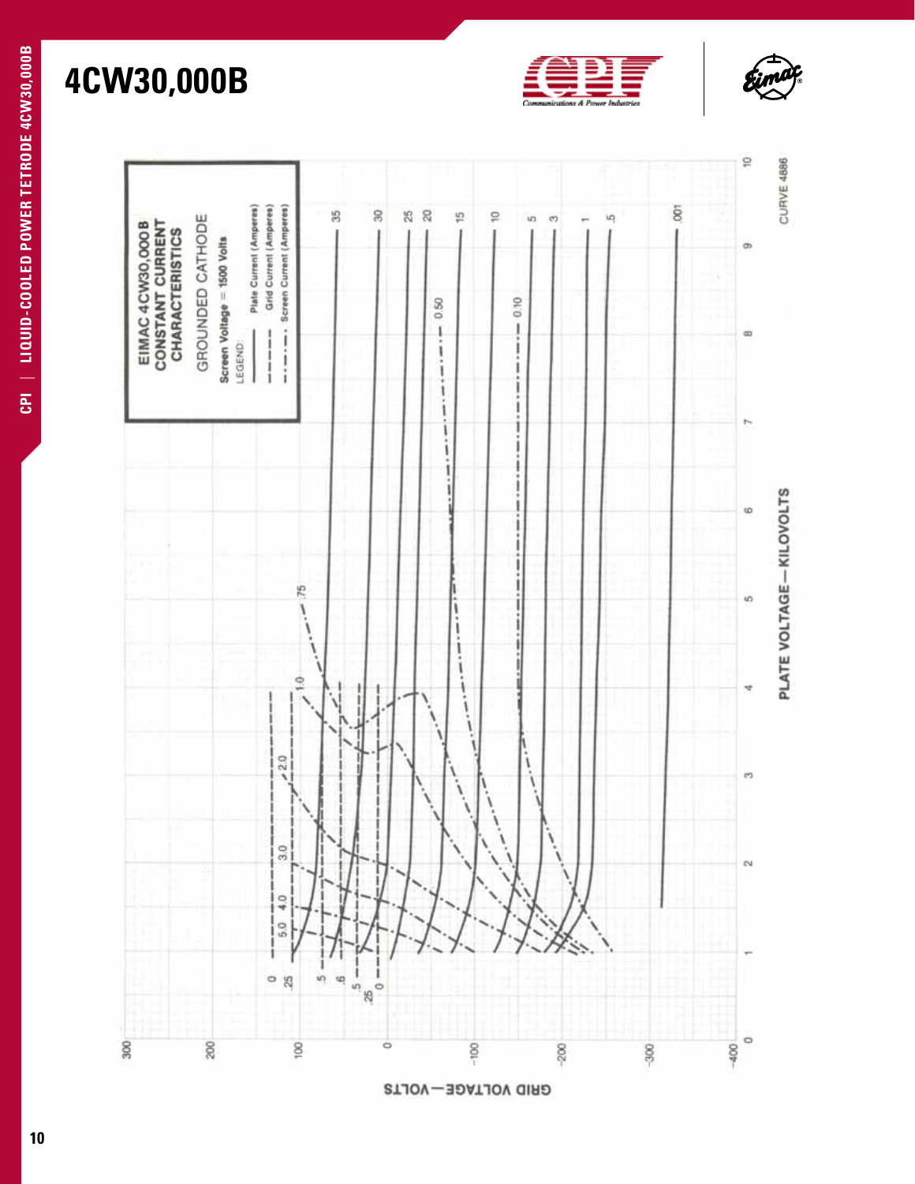# 4CW30,000B

EIMAC 4CW30,000 B
CONSTANT CURRENT
CHARACTERISTICS

GROUNDED CATHODE

Screen Voltage = 1500 Volts

LEGEND:

- ——— Plate Current (Amperes)
- – – – – Grid Current (Amperes)
- – · – · – Screen Current (Amperes)

GRID VOLTAGE—VOLTS

PLATE VOLTAGE—KILOVOLTS

CURVE 4886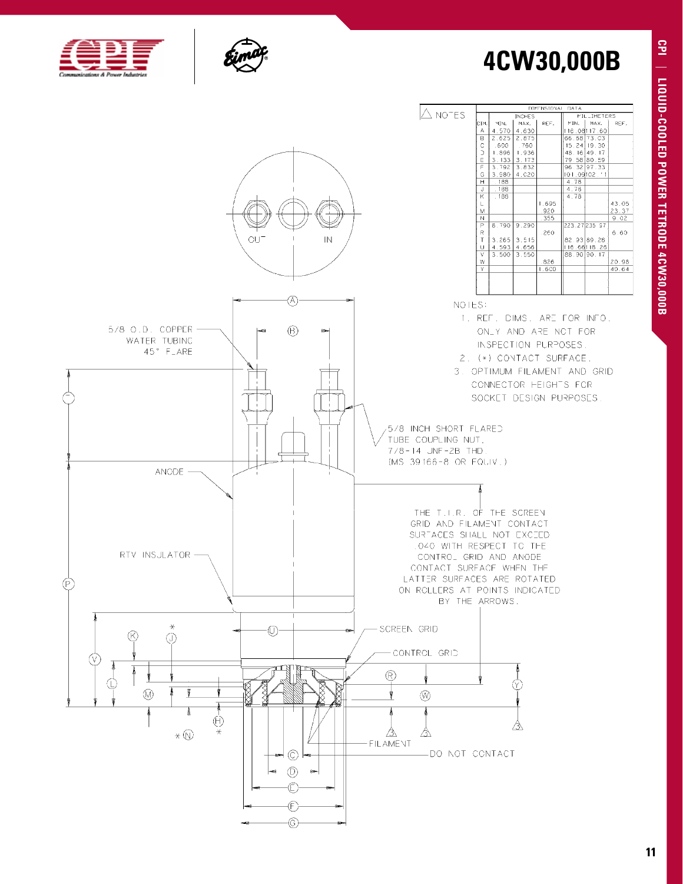# 4CW30,000B

| DIMENSIONAL DATA | | | | | | |
|---|---|---|---|---|---|---|
| | INCHES | | | MILLIMETERS | | |
| DIM. | MIN. | MAX. | REF. | MIN. | MAX. | REF. |
| A | 4.570 | 4.630 | | 116.08 | 117.60 | |
| B | 2.625 | 2.875 | | 66.68 | 73.03 | |
| C | .600 | .760 | | 15.24 | 19.30 | |
| D | 1.896 | 1.936 | | 48.16 | 49.17 | |
| E | 3.133 | 3.173 | | 79.58 | 80.59 | |
| F | 3.792 | 3.832 | | 96.32 | 97.33 | |
| G | 3.980 | 4.020 | | 101.09 | 102.11 | |
| H | .188 | | | 4.78 | | |
| J | .188 | | | 4.78 | | |
| K | .188 | | | 4.78 | | |
| L | | | 1.695 | | | 43.05 |
| M | | | .920 | | | 23.37 |
| N | | | .355 | | | 9.02 |
| P | 8.790 | 9.290 | | 223.27 | 235.97 | |
| R | | | .260 | | | 6.60 |
| T | 3.265 | 3.515 | | 82.93 | 89.28 | |
| U | 4.593 | 4.656 | | 116.66 | 118.26 | |
| V | 3.500 | 3.550 | | 88.90 | 90.17 | |
| W | | | .826 | | | 20.98 |
| Y | | | 1.600 | | | 40.64 |

NOTES:

1. REF. DIMS. ARE FOR INFO. ONLY AND ARE NOT FOR INSPECTION PURPOSES.
2. (*) CONTACT SURFACE.
3. OPTIMUM FILAMENT AND GRID CONNECTOR HEIGHTS FOR SOCKET DESIGN PURPOSES.

OUT

IN

5/8 O.D. COPPER WATER TUBING 45° FLARE

5/8 INCH SHORT FLARED TUBE COUPLING NUT. 7/8-14 UNF-2B THD. (MS 39166-8 OR EQUIV.)

ANODE

RTV INSULATOR

THE T.I.R. OF THE SCREEN GRID AND FILAMENT CONTACT SURFACES SHALL NOT EXCEED .040 WITH RESPECT TO THE CONTROL GRID AND ANODE CONTACT SURFACE WHEN THE LATTER SURFACES ARE ROTATED ON ROLLERS AT POINTS INDICATED BY THE ARROWS.

SCREEN GRID

CONTROL GRID

FILAMENT

DO NOT CONTACT